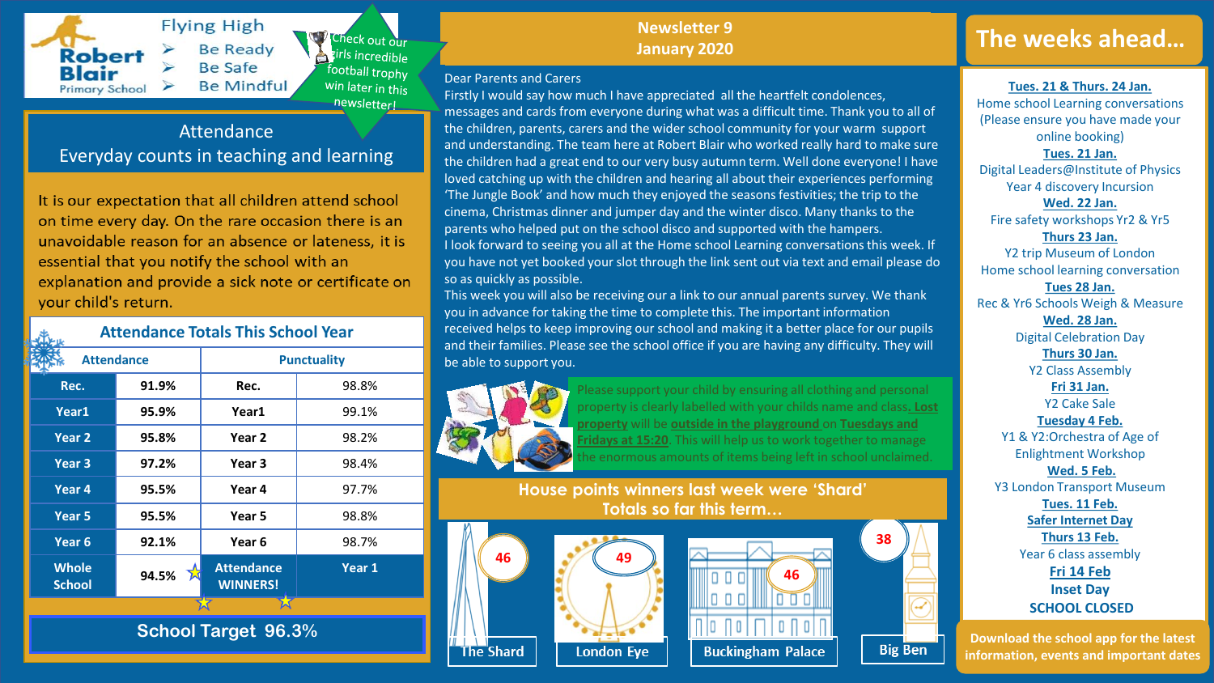# Robert Blair Primary School

## Flying High

- Be Ready
- Be Safe
- Be Mindful

Check out our girls incredible football trophy win later in this newsletter!

## Attendance
### Everyday counts in teaching and learning

It is our expectation that all children attend school on time every day. On the rare occasion there is an unavoidable reason for an absence or lateness, it is essential that you notify the school with an explanation and provide a sick note or certificate on your child's return.

**Attendance Totals This School Year**

| Attendance | | Punctuality | |
|---|---|---|---|
| Rec. | 91.9% | Rec. | 98.8% |
| Year1 | 95.9% | Year1 | 99.1% |
| Year 2 | 95.8% | Year 2 | 98.2% |
| Year 3 | 97.2% | Year 3 | 98.4% |
| Year 4 | 95.5% | Year 4 | 97.7% |
| Year 5 | 95.5% | Year 5 | 98.8% |
| Year 6 | 92.1% | Year 6 | 98.7% |
| Whole School | 94.5% | Attendance WINNERS! | Year 1 |

**School Target 96.3%**

## Newsletter 9
## January 2020

Dear Parents and Carers

Firstly I would say how much I have appreciated all the heartfelt condolences, messages and cards from everyone during what was a difficult time. Thank you to all of the children, parents, carers and the wider school community for your warm support and understanding. The team here at Robert Blair who worked really hard to make sure the children had a great end to our very busy autumn term. Well done everyone! I have loved catching up with the children and hearing all about their experiences performing 'The Jungle Book' and how much they enjoyed the seasons festivities; the trip to the cinema, Christmas dinner and jumper day and the winter disco. Many thanks to the parents who helped put on the school disco and supported with the hampers.

I look forward to seeing you all at the Home school Learning conversations this week. If you have not yet booked your slot through the link sent out via text and email please do so as quickly as possible.

This week you will also be receiving our a link to our annual parents survey. We thank you in advance for taking the time to complete this. The important information received helps to keep improving our school and making it a better place for our pupils and their families. Please see the school office if you are having any difficulty. They will be able to support you.

Please support your child by ensuring all clothing and personal property is clearly labelled with your childs name and class. **Lost property** will be **outside in the playground** on **Tuesdays and Fridays at 15:20**. This will help us to work together to manage the enormous amounts of items being left in school unclaimed.

**House points winners last week were 'Shard'**
**Totals so far this term…**

| The Shard | London Eye | Buckingham Palace | Big Ben |
|---|---|---|---|
| 46 | 49 | 46 | 38 |

## The weeks ahead…

**Tues. 21 & Thurs. 24 Jan.**
Home school Learning conversations (Please ensure you have made your online booking)

**Tues. 21 Jan.**
Digital Leaders@Institute of Physics
Year 4 discovery Incursion

**Wed. 22 Jan.**
Fire safety workshops Yr2 & Yr5

**Thurs 23 Jan.**
Y2 trip Museum of London
Home school learning conversation

**Tues 28 Jan.**
Rec & Yr6 Schools Weigh & Measure

**Wed. 28 Jan.**
Digital Celebration Day

**Thurs 30 Jan.**
Y2 Class Assembly

**Fri 31 Jan.**
Y2 Cake Sale

**Tuesday 4 Feb.**
Y1 & Y2:Orchestra of Age of Enlightenment Workshop

**Wed. 5 Feb.**
Y3 London Transport Museum

**Tues. 11 Feb.**
**Safer Internet Day**

**Thurs 13 Feb.**
Year 6 class assembly

**Fri 14 Feb**
**Inset Day**
**SCHOOL CLOSED**

**Download the school app for the latest information, events and important dates**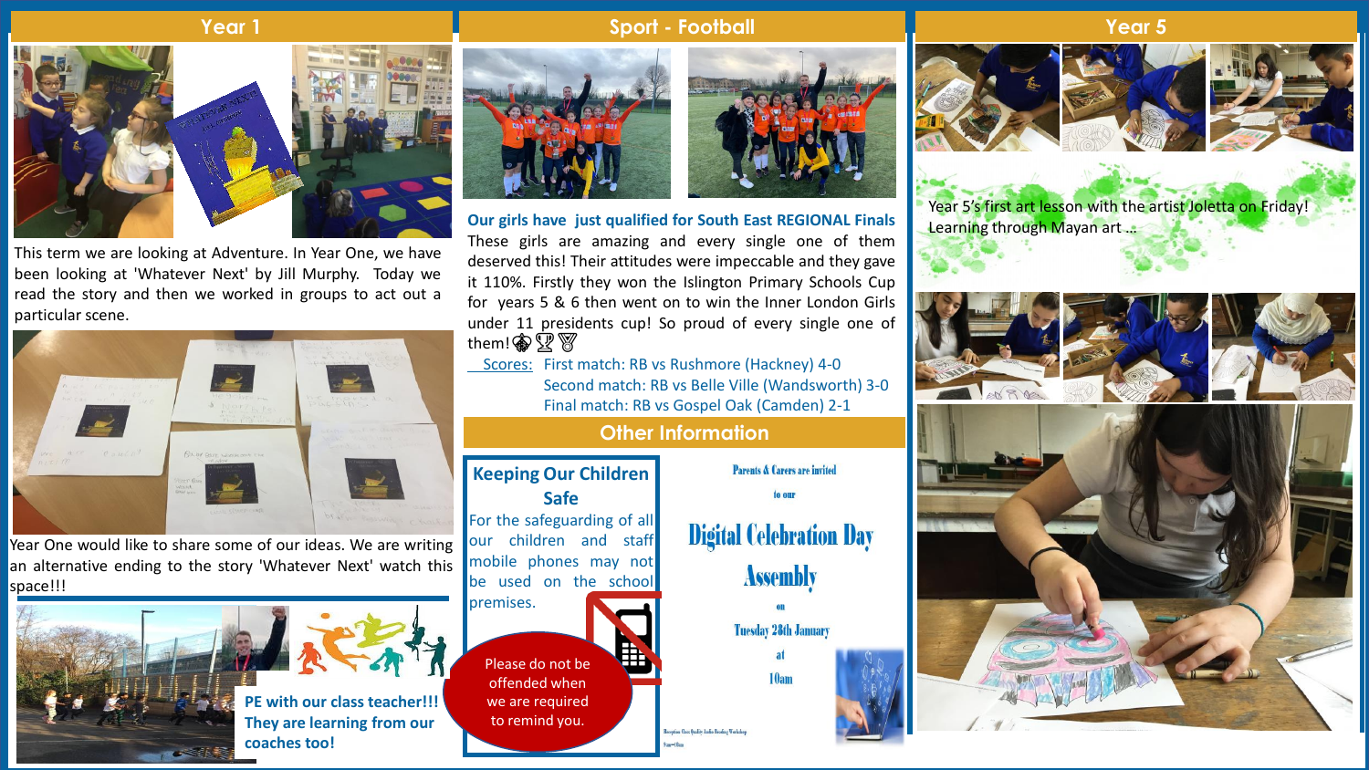## Year 1

This term we are looking at Adventure. In Year One, we have been looking at 'Whatever Next' by Jill Murphy. Today we read the story and then we worked in groups to act out a particular scene.

Year One would like to share some of our ideas. We are writing an alternative ending to the story 'Whatever Next' watch this space!!!

**PE with our class teacher!!! They are learning from our coaches too!**

## Sport - Football

**Our girls have just qualified for South East REGIONAL Finals**

These girls are amazing and every single one of them deserved this! Their attitudes were impeccable and they gave it 110%. Firstly they won the Islington Primary Schools Cup for years 5 & 6 then went on to win the Inner London Girls under 11 presidents cup! So proud of every single one of them! 🏵 🏆 🏅

Scores:
- First match: RB vs Rushmore (Hackney) 4-0
- Second match: RB vs Belle Ville (Wandsworth) 3-0
- Final match: RB vs Gospel Oak (Camden) 2-1

## Other Information

### Keeping Our Children Safe

For the safeguarding of all our children and staff mobile phones may not be used on the school premises.

Please do not be offended when we are required to remind you.

Parents & Carers are invited to our

**Digital Celebration Day Assembly**

on Tuesday 28th January at 10am

## Year 5

Year 5's first art lesson with the artist Joletta on Friday! Learning through Mayan art ...